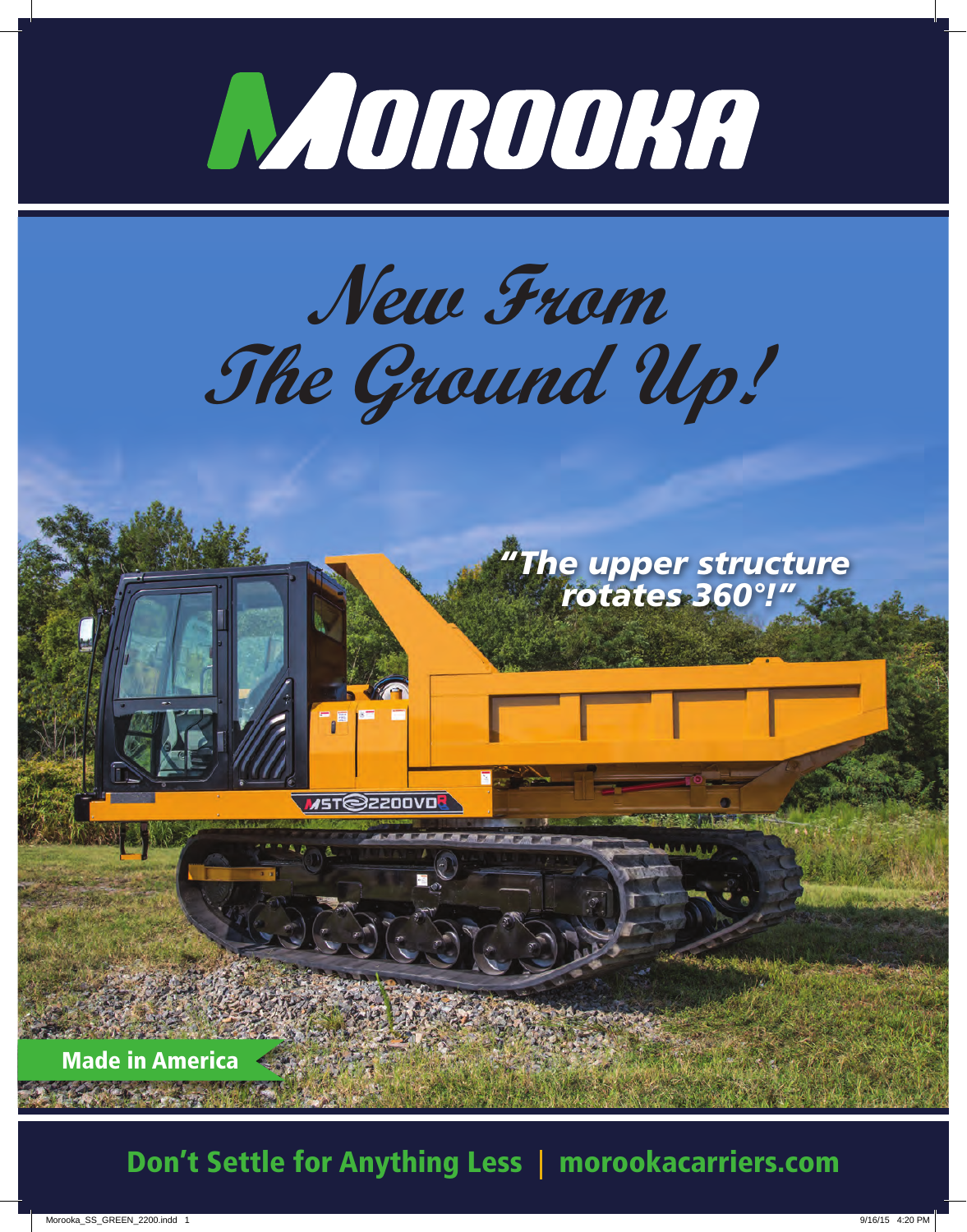# MOROOKA

## *New From The Ground Up!*

*"The upper structure rotates 360°!"*

MST 2200VDR

**Made in America**

**Don't Settle for Anything Less | morookacarriers.com**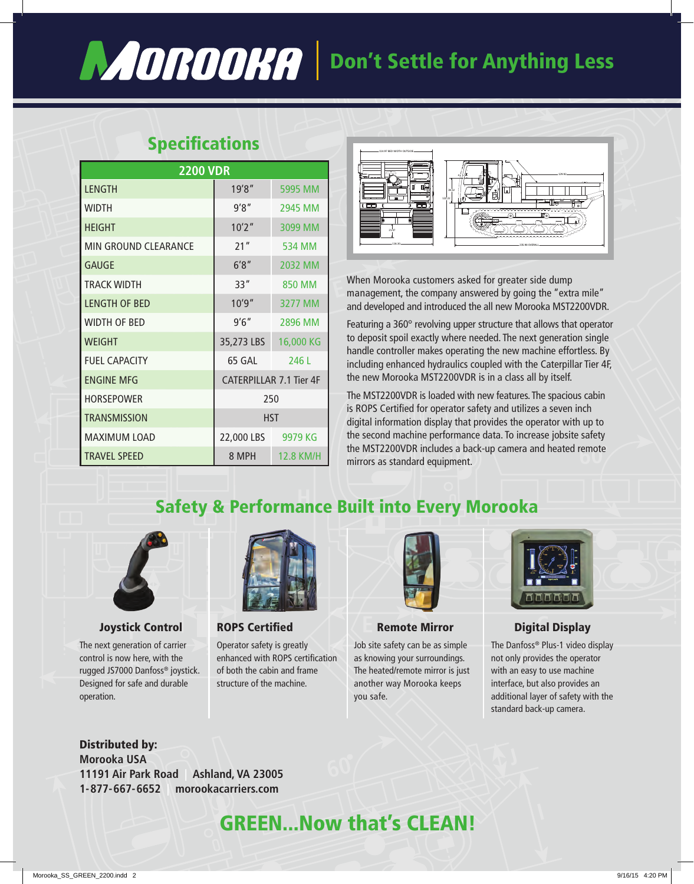# MOROOKA | Don't Settle for Anything Less

## Specifications

| 2200 VDR | | |
|---|---|---|
| LENGTH | 19'8" | 5995 MM |
| WIDTH | 9'8" | 2945 MM |
| HEIGHT | 10'2" | 3099 MM |
| MIN GROUND CLEARANCE | 21" | 534 MM |
| GAUGE | 6'8" | 2032 MM |
| TRACK WIDTH | 33" | 850 MM |
| LENGTH OF BED | 10'9" | 3277 MM |
| WIDTH OF BED | 9'6" | 2896 MM |
| WEIGHT | 35,273 LBS | 16,000 KG |
| FUEL CAPACITY | 65 GAL | 246 L |
| ENGINE MFG | CATERPILLAR 7.1 Tier 4F | |
| HORSEPOWER | 250 | |
| TRANSMISSION | HST | |
| MAXIMUM LOAD | 22,000 LBS | 9979 KG |
| TRAVEL SPEED | 8 MPH | 12.8 KM/H |

When Morooka customers asked for greater side dump management, the company answered by going the "extra mile" and developed and introduced the all new Morooka MST2200VDR.

Featuring a 360° revolving upper structure that allows that operator to deposit spoil exactly where needed. The next generation single handle controller makes operating the new machine effortless. By including enhanced hydraulics coupled with the Caterpillar Tier 4F, the new Morooka MST2200VDR is in a class all by itself.

The MST2200VDR is loaded with new features. The spacious cabin is ROPS Certified for operator safety and utilizes a seven inch digital information display that provides the operator with up to the second machine performance data. To increase jobsite safety the MST2200VDR includes a back-up camera and heated remote mirrors as standard equipment.

## Safety & Performance Built into Every Morooka

### Joystick Control

The next generation of carrier control is now here, with the rugged JS7000 Danfoss® joystick. Designed for safe and durable operation.

### ROPS Certified

Operator safety is greatly enhanced with ROPS certification of both the cabin and frame structure of the machine.

### Remote Mirror

Job site safety can be as simple as knowing your surroundings. The heated/remote mirror is just another way Morooka keeps you safe.

### Digital Display

The Danfoss® Plus-1 video display not only provides the operator with an easy to use machine interface, but also provides an additional layer of safety with the standard back-up camera.

**Distributed by:**
**Morooka USA**
**11191 Air Park Road | Ashland, VA 23005**
**1-877-667-6652 | morookacarriers.com**

## GREEN...Now that's CLEAN!